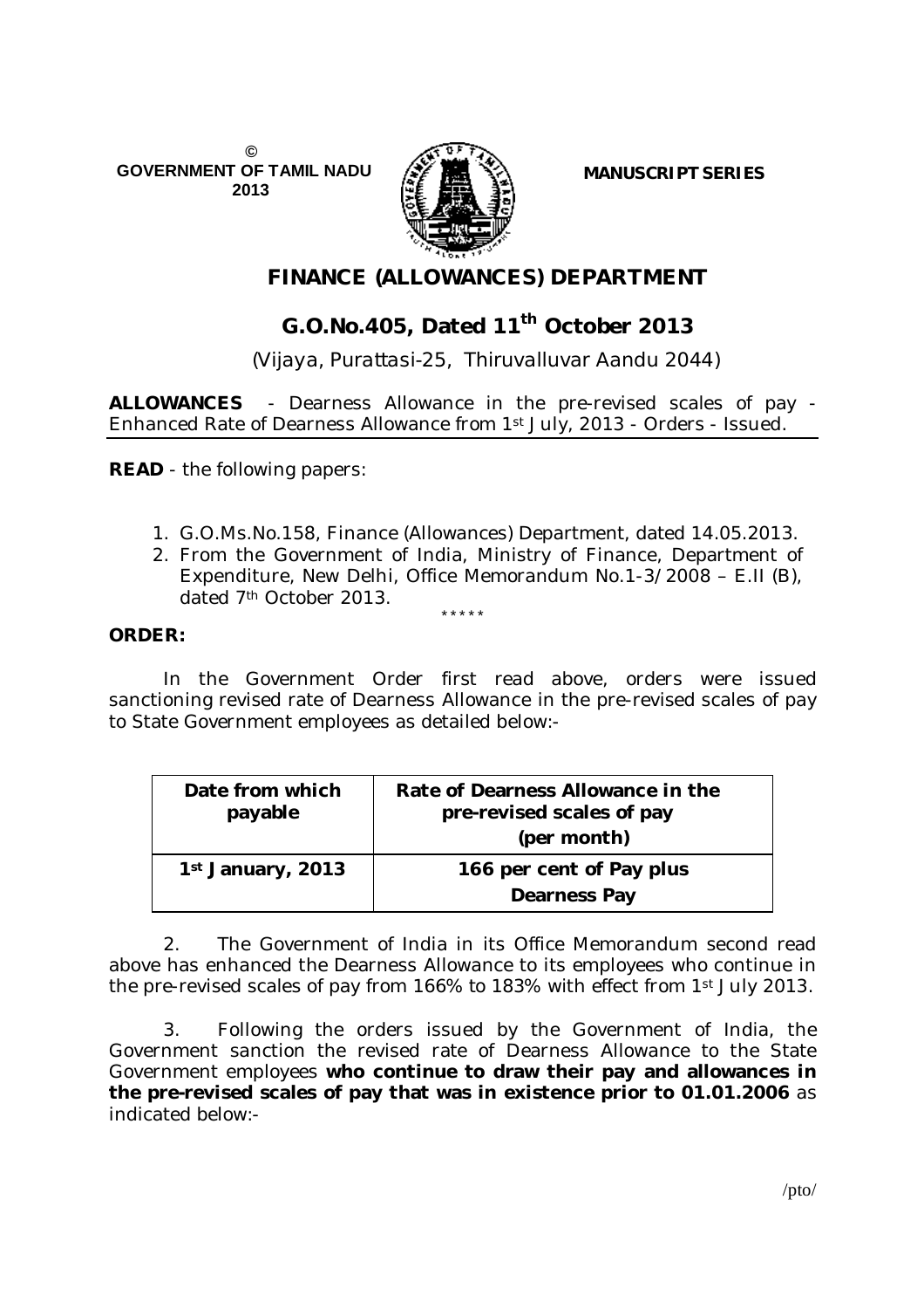©
GOVERNMENT OF TAMIL NADU
2013

**MANUSCRIPT SERIES**

# FINANCE (ALLOWANCES) DEPARTMENT

## G.O.No.405, Dated 11th October 2013

(Vijaya, Purattasi-25, Thiruvalluvar Aandu 2044)

**ALLOWANCES** - Dearness Allowance in the pre-revised scales of pay - Enhanced Rate of Dearness Allowance from 1st July, 2013 - Orders - Issued.

**READ** - the following papers:

1. G.O.Ms.No.158, Finance (Allowances) Department, dated 14.05.2013.
2. From the Government of India, Ministry of Finance, Department of Expenditure, New Delhi, Office Memorandum No.1-3/2008 – E.II (B), dated 7th October 2013.

\*\*\*\*\*

**ORDER:**

In the Government Order first read above, orders were issued sanctioning revised rate of Dearness Allowance in the pre-revised scales of pay to State Government employees as detailed below:-

| Date from which payable | Rate of Dearness Allowance in the pre-revised scales of pay (per month) |
|---|---|
| **1st January, 2013** | **166 per cent of Pay plus Dearness Pay** |

2. The Government of India in its Office Memorandum second read above has enhanced the Dearness Allowance to its employees who continue in the pre-revised scales of pay from 166% to 183% with effect from 1st July 2013.

3. Following the orders issued by the Government of India, the Government sanction the revised rate of Dearness Allowance to the State Government employees **who continue to draw their pay and allowances in the pre-revised scales of pay that was in existence prior to 01.01.2006** as indicated below:-

/pto/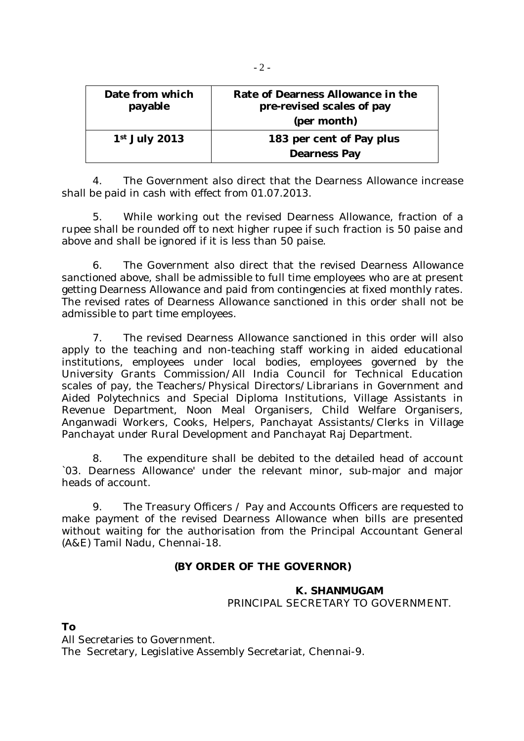| Date from which payable | Rate of Dearness Allowance in the pre-revised scales of pay (per month) |
| --- | --- |
| 1st July 2013 | 183 per cent of Pay plus Dearness Pay |

4. The Government also direct that the Dearness Allowance increase shall be paid in cash with effect from 01.07.2013.

5. While working out the revised Dearness Allowance, fraction of a rupee shall be rounded off to next higher rupee if such fraction is 50 paise and above and shall be ignored if it is less than 50 paise.

6. The Government also direct that the revised Dearness Allowance sanctioned above, shall be admissible to full time employees who are at present getting Dearness Allowance and paid from contingencies at fixed monthly rates. The revised rates of Dearness Allowance sanctioned in this order shall not be admissible to part time employees.

7. The revised Dearness Allowance sanctioned in this order will also apply to the teaching and non-teaching staff working in aided educational institutions, employees under local bodies, employees governed by the University Grants Commission/All India Council for Technical Education scales of pay, the Teachers/Physical Directors/Librarians in Government and Aided Polytechnics and Special Diploma Institutions, Village Assistants in Revenue Department, Noon Meal Organisers, Child Welfare Organisers, Anganwadi Workers, Cooks, Helpers, Panchayat Assistants/Clerks in Village Panchayat under Rural Development and Panchayat Raj Department.

8. The expenditure shall be debited to the detailed head of account `03. Dearness Allowance' under the relevant minor, sub-major and major heads of account.

9. The Treasury Officers / Pay and Accounts Officers are requested to make payment of the revised Dearness Allowance when bills are presented without waiting for the authorisation from the Principal Accountant General (A&E) Tamil Nadu, Chennai-18.

**(BY ORDER OF THE GOVERNOR)**

**K. SHANMUGAM**
PRINCIPAL SECRETARY TO GOVERNMENT.

**To**

All Secretaries to Government.
The Secretary, Legislative Assembly Secretariat, Chennai-9.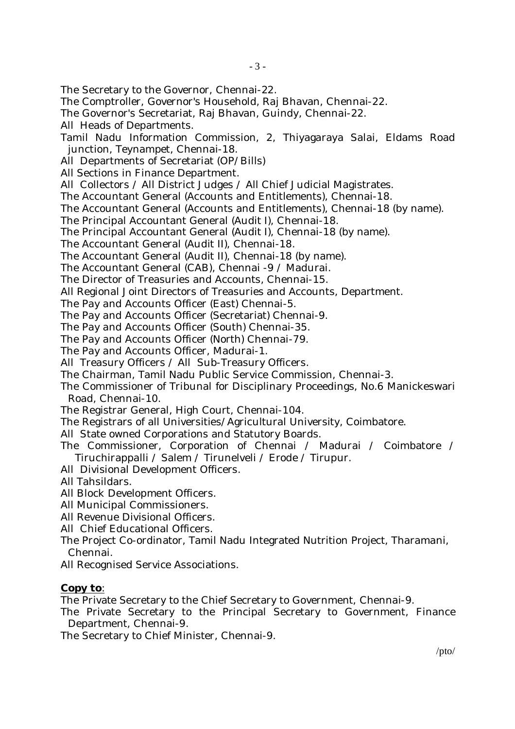The Secretary to the Governor, Chennai-22.
The Comptroller, Governor's Household, Raj Bhavan, Chennai-22.
The Governor's Secretariat, Raj Bhavan, Guindy, Chennai-22.
All Heads of Departments.
Tamil Nadu Information Commission, 2, Thiyagaraya Salai, Eldams Road junction, Teynampet, Chennai-18.
All Departments of Secretariat (OP/Bills)
All Sections in Finance Department.
All Collectors / All District Judges / All Chief Judicial Magistrates.
The Accountant General (Accounts and Entitlements), Chennai-18.
The Accountant General (Accounts and Entitlements), Chennai-18 (by name).
The Principal Accountant General (Audit I), Chennai-18.
The Principal Accountant General (Audit I), Chennai-18 (by name).
The Accountant General (Audit II), Chennai-18.
The Accountant General (Audit II), Chennai-18 (by name).
The Accountant General (CAB), Chennai -9 / Madurai.
The Director of Treasuries and Accounts, Chennai-15.
All Regional Joint Directors of Treasuries and Accounts, Department.
The Pay and Accounts Officer (East) Chennai-5.
The Pay and Accounts Officer (Secretariat) Chennai-9.
The Pay and Accounts Officer (South) Chennai-35.
The Pay and Accounts Officer (North) Chennai-79.
The Pay and Accounts Officer, Madurai-1.
All Treasury Officers / All Sub-Treasury Officers.
The Chairman, Tamil Nadu Public Service Commission, Chennai-3.
The Commissioner of Tribunal for Disciplinary Proceedings, No.6 Manickeswari Road, Chennai-10.
The Registrar General, High Court, Chennai-104.
The Registrars of all Universities/Agricultural University, Coimbatore.
All State owned Corporations and Statutory Boards.
The Commissioner, Corporation of Chennai / Madurai / Coimbatore / Tiruchirappalli / Salem / Tirunelveli / Erode / Tirupur.
All Divisional Development Officers.
All Tahsildars.
All Block Development Officers.
All Municipal Commissioners.
All Revenue Divisional Officers.
All Chief Educational Officers.
The Project Co-ordinator, Tamil Nadu Integrated Nutrition Project, Tharamani, Chennai.
All Recognised Service Associations.

**Copy to**:

The Private Secretary to the Chief Secretary to Government, Chennai-9.
The Private Secretary to the Principal Secretary to Government, Finance Department, Chennai-9.
The Secretary to Chief Minister, Chennai-9.

/pto/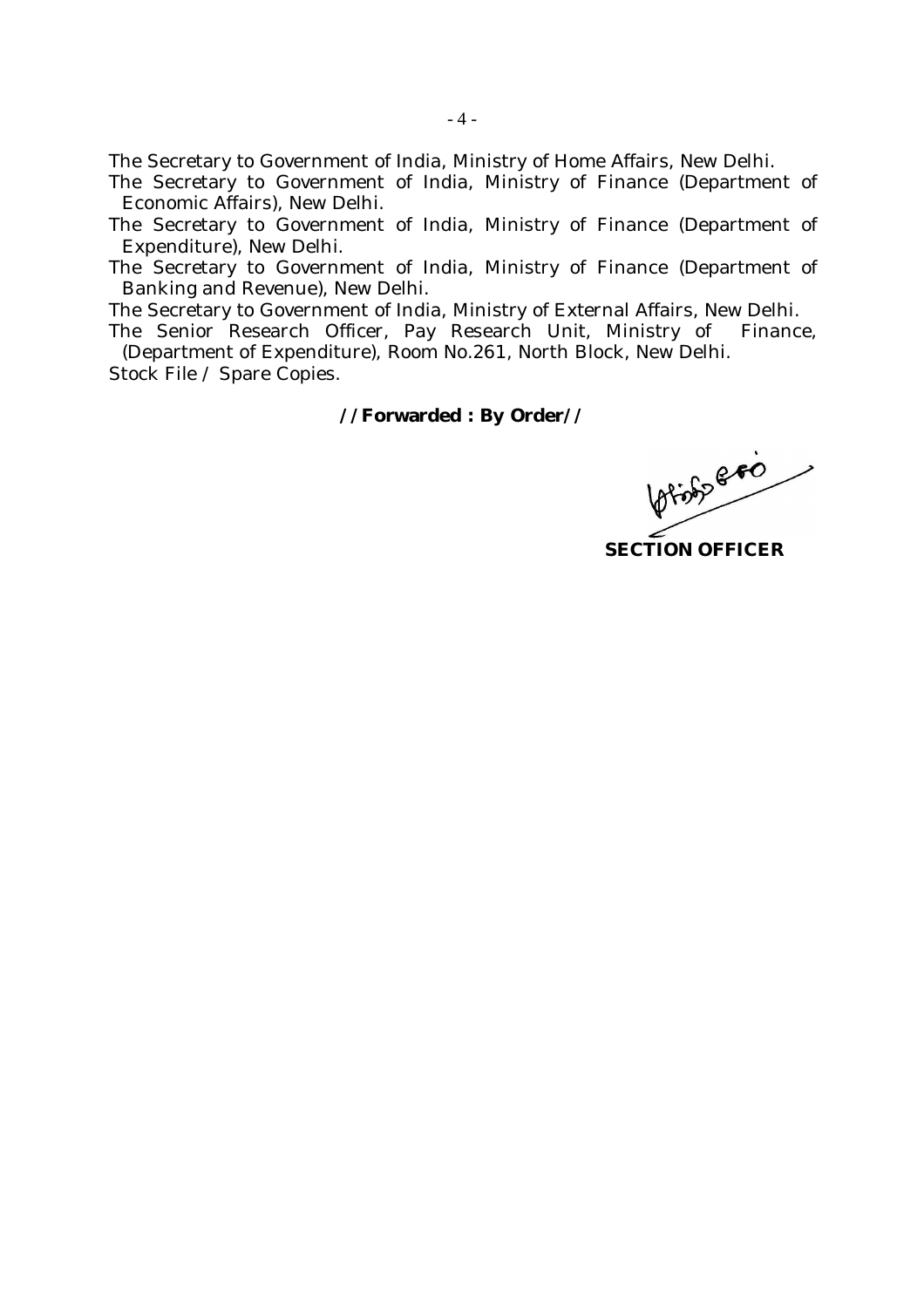The Secretary to Government of India, Ministry of Home Affairs, New Delhi.

The Secretary to Government of India, Ministry of Finance (Department of Economic Affairs), New Delhi.

The Secretary to Government of India, Ministry of Finance (Department of Expenditure), New Delhi.

The Secretary to Government of India, Ministry of Finance (Department of Banking and Revenue), New Delhi.

The Secretary to Government of India, Ministry of External Affairs, New Delhi.

The Senior Research Officer, Pay Research Unit, Ministry of Finance, (Department of Expenditure), Room No.261, North Block, New Delhi.

Stock File / Spare Copies.

**//Forwarded : By Order//**

**SECTION OFFICER**